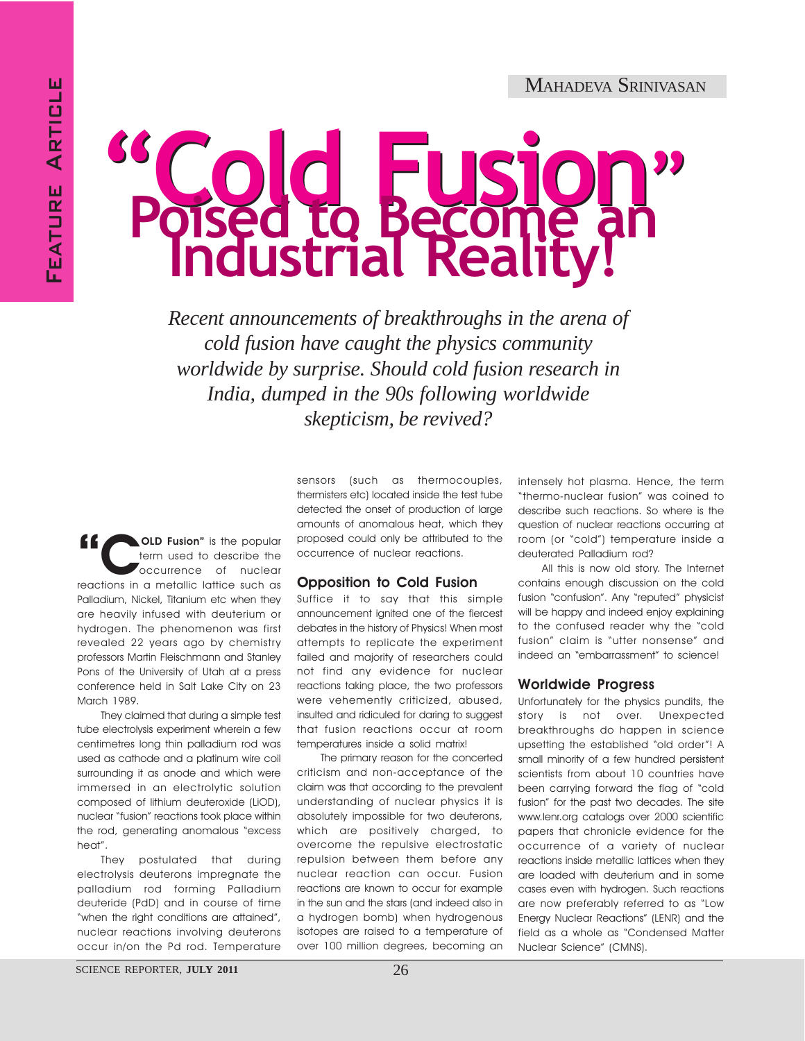MAHADEVA SRINIVASAN

# "Cold Fusion" Poised to Become an Industrial Reality!

*Recent announcements of breakthroughs in the arena of cold fusion have caught the physics community worldwide by surprise. Should cold fusion research in India, dumped in the 90s following worldwide skepticism, be revived?*

"**COLD Fusion"** is the popular term used to describe the occurrence of nuclear reactions in a metallic lattice such as Palladium, Nickel, Titanium etc when they are heavily infused with deuterium or hydrogen. The phenomenon was first revealed 22 years ago by chemistry professors Martin Fleischmann and Stanley Pons of the University of Utah at a press conference held in Salt Lake City on 23 March 1989.

They claimed that during a simple test tube electrolysis experiment wherein a few centimetres long thin palladium rod was used as cathode and a platinum wire coil surrounding it as anode and which were immersed in an electrolytic solution composed of lithium deuteroxide (LiOD), nuclear "fusion" reactions took place within the rod, generating anomalous "excess heat".

They postulated that during electrolysis deuterons impregnate the palladium rod forming Palladium deuteride (PdD) and in course of time "when the right conditions are attained", nuclear reactions involving deuterons occur in/on the Pd rod. Temperature sensors (such as thermocouples, thermisters etc) located inside the test tube detected the onset of production of large amounts of anomalous heat, which they proposed could only be attributed to the occurrence of nuclear reactions.

## Opposition to Cold Fusion

Suffice it to say that this simple announcement ignited one of the fiercest debates in the history of Physics! When most attempts to replicate the experiment failed and majority of researchers could not find any evidence for nuclear reactions taking place, the two professors were vehemently criticized, abused, insulted and ridiculed for daring to suggest that fusion reactions occur at room temperatures inside a solid matrix!

The primary reason for the concerted criticism and non-acceptance of the claim was that according to the prevalent understanding of nuclear physics it is absolutely impossible for two deuterons, which are positively charged, to overcome the repulsive electrostatic repulsion between them before any nuclear reaction can occur. Fusion reactions are known to occur for example in the sun and the stars (and indeed also in a hydrogen bomb) when hydrogenous isotopes are raised to a temperature of over 100 million degrees, becoming an intensely hot plasma. Hence, the term "thermo-nuclear fusion" was coined to describe such reactions. So where is the question of nuclear reactions occurring at room (or "cold") temperature inside a deuterated Palladium rod?

All this is now old story. The Internet contains enough discussion on the cold fusion "confusion". Any "reputed" physicist will be happy and indeed enjoy explaining to the confused reader why the "cold fusion" claim is "utter nonsense" and indeed an "embarrassment" to science!

## Worldwide Progress

Unfortunately for the physics pundits, the story is not over. Unexpected breakthroughs do happen in science upsetting the established "old order"! A small minority of a few hundred persistent scientists from about 10 countries have been carrying forward the flag of "cold fusion" for the past two decades. The site www.lenr.org catalogs over 2000 scientific papers that chronicle evidence for the occurrence of a variety of nuclear reactions inside metallic lattices when they are loaded with deuterium and in some cases even with hydrogen. Such reactions are now preferably referred to as "Low Energy Nuclear Reactions" (LENR) and the field as a whole as "Condensed Matter Nuclear Science" (CMNS).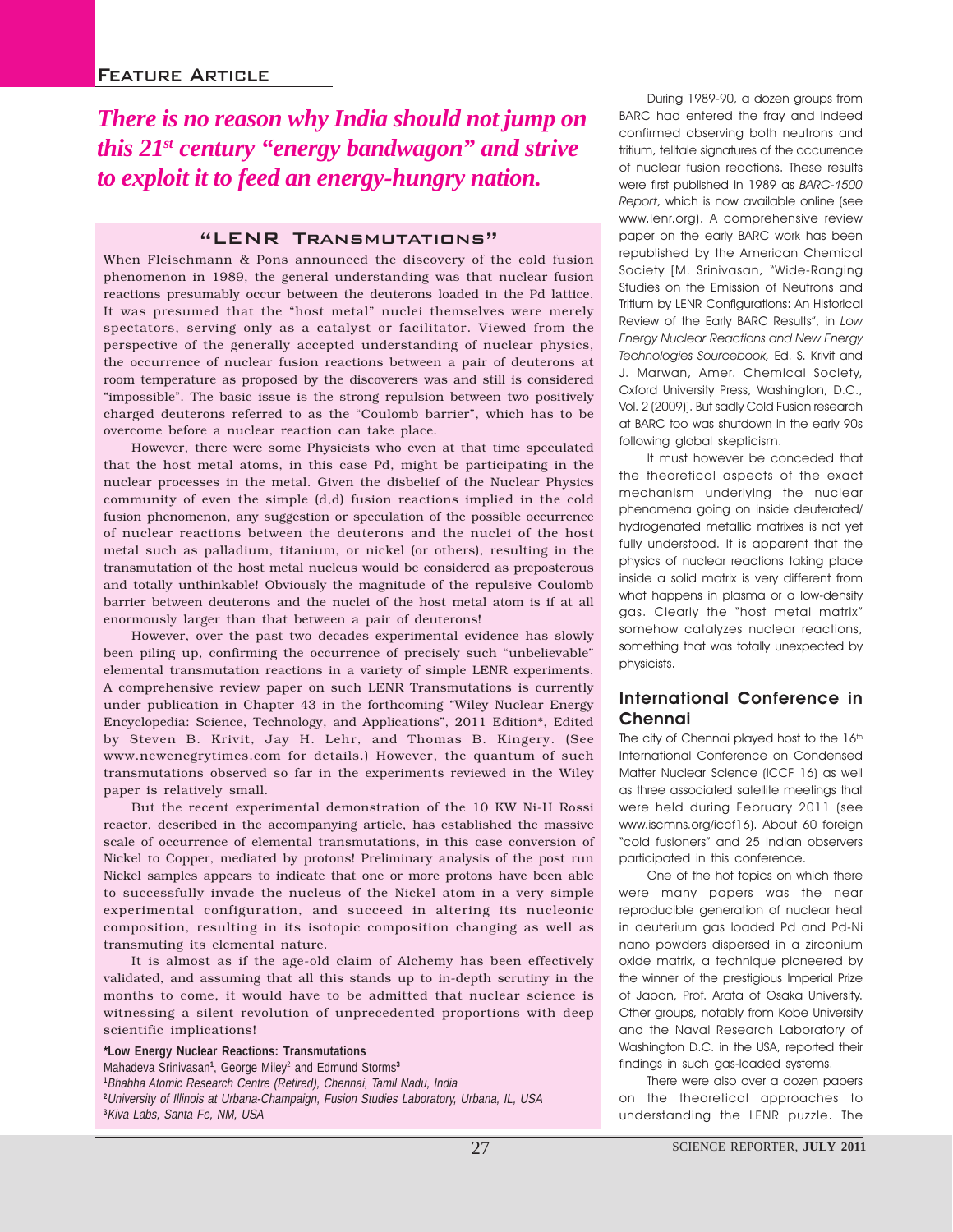*There is no reason why India should not jump on this 21st century "energy bandwagon" and strive to exploit it to feed an energy-hungry nation.*

## "LENR Transmutations"

When Fleischmann & Pons announced the discovery of the cold fusion phenomenon in 1989, the general understanding was that nuclear fusion reactions presumably occur between the deuterons loaded in the Pd lattice. It was presumed that the "host metal" nuclei themselves were merely spectators, serving only as a catalyst or facilitator. Viewed from the perspective of the generally accepted understanding of nuclear physics, the occurrence of nuclear fusion reactions between a pair of deuterons at room temperature as proposed by the discoverers was and still is considered "impossible". The basic issue is the strong repulsion between two positively charged deuterons referred to as the "Coulomb barrier", which has to be overcome before a nuclear reaction can take place.

However, there were some Physicists who even at that time speculated that the host metal atoms, in this case Pd, might be participating in the nuclear processes in the metal. Given the disbelief of the Nuclear Physics community of even the simple (d,d) fusion reactions implied in the cold fusion phenomenon, any suggestion or speculation of the possible occurrence of nuclear reactions between the deuterons and the nuclei of the host metal such as palladium, titanium, or nickel (or others), resulting in the transmutation of the host metal nucleus would be considered as preposterous and totally unthinkable! Obviously the magnitude of the repulsive Coulomb barrier between deuterons and the nuclei of the host metal atom is if at all enormously larger than that between a pair of deuterons!

However, over the past two decades experimental evidence has slowly been piling up, confirming the occurrence of precisely such "unbelievable" elemental transmutation reactions in a variety of simple LENR experiments. A comprehensive review paper on such LENR Transmutations is currently under publication in Chapter 43 in the forthcoming "Wiley Nuclear Energy Encyclopedia: Science, Technology, and Applications", 2011 Edition*, Edited by Steven B. Krivit, Jay H. Lehr, and Thomas B. Kingery. (See www.newenegrytimes.com for details.) However, the quantum of such transmutations observed so far in the experiments reviewed in the Wiley paper is relatively small.

But the recent experimental demonstration of the 10 KW Ni-H Rossi reactor, described in the accompanying article, has established the massive scale of occurrence of elemental transmutations, in this case conversion of Nickel to Copper, mediated by protons! Preliminary analysis of the post run Nickel samples appears to indicate that one or more protons have been able to successfully invade the nucleus of the Nickel atom in a very simple experimental configuration, and succeed in altering its nucleonic composition, resulting in its isotopic composition changing as well as transmuting its elemental nature.

It is almost as if the age-old claim of Alchemy has been effectively validated, and assuming that all this stands up to in-depth scrutiny in the months to come, it would have to be admitted that nuclear science is witnessing a silent revolution of unprecedented proportions with deep scientific implications!

**\*Low Energy Nuclear Reactions: Transmutations**
Mahadeva Srinivasan[1], George Miley[2] and Edmund Storms[3]
[1]*Bhabha Atomic Research Centre (Retired), Chennai, Tamil Nadu, India*
[2]*University of Illinois at Urbana-Champaign, Fusion Studies Laboratory, Urbana, IL, USA*
[3]*Kiva Labs, Santa Fe, NM, USA*

During 1989-90, a dozen groups from BARC had entered the fray and indeed confirmed observing both neutrons and tritium, telltale signatures of the occurrence of nuclear fusion reactions. These results were first published in 1989 as *BARC-1500 Report*, which is now available online (see www.lenr.org). A comprehensive review paper on the early BARC work has been republished by the American Chemical Society [M. Srinivasan, "Wide-Ranging Studies on the Emission of Neutrons and Tritium by LENR Configurations: An Historical Review of the Early BARC Results", in *Low Energy Nuclear Reactions and New Energy Technologies Sourcebook,* Ed. S. Krivit and J. Marwan, Amer. Chemical Society, Oxford University Press, Washington, D.C., Vol. 2 (2009)]. But sadly Cold Fusion research at BARC too was shutdown in the early 90s following global skepticism.

It must however be conceded that the theoretical aspects of the exact mechanism underlying the nuclear phenomena going on inside deuterated/hydrogenated metallic matrixes is not yet fully understood. It is apparent that the physics of nuclear reactions taking place inside a solid matrix is very different from what happens in plasma or a low-density gas. Clearly the "host metal matrix" somehow catalyzes nuclear reactions, something that was totally unexpected by physicists.

## International Conference in Chennai

The city of Chennai played host to the 16th International Conference on Condensed Matter Nuclear Science (ICCF 16) as well as three associated satellite meetings that were held during February 2011 (see www.iscmns.org/iccf16). About 60 foreign "cold fusioners" and 25 Indian observers participated in this conference.

One of the hot topics on which there were many papers was the near reproducible generation of nuclear heat in deuterium gas loaded Pd and Pd-Ni nano powders dispersed in a zirconium oxide matrix, a technique pioneered by the winner of the prestigious Imperial Prize of Japan, Prof. Arata of Osaka University. Other groups, notably from Kobe University and the Naval Research Laboratory of Washington D.C. in the USA, reported their findings in such gas-loaded systems.

There were also over a dozen papers on the theoretical approaches to understanding the LENR puzzle. The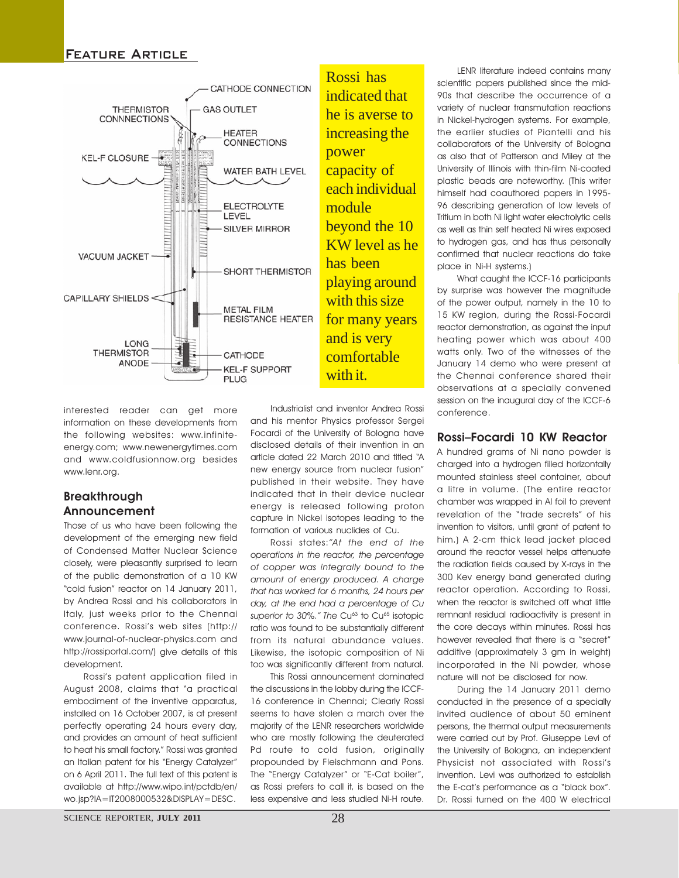Rossi has indicated that he is averse to increasing the power capacity of each individual module beyond the 10 KW level as he has been playing around with this size for many years and is very comfortable with it.

interested reader can get more information on these developments from the following websites: www.infinite-energy.com; www.newenergytimes.com and www.coldfusionnow.org besides www.lenr.org.

## Breakthrough Announcement

Those of us who have been following the development of the emerging new field of Condensed Matter Nuclear Science closely, were pleasantly surprised to learn of the public demonstration of a 10 KW "cold fusion" reactor on 14 January 2011, by Andrea Rossi and his collaborators in Italy, just weeks prior to the Chennai conference. Rossi's web sites (http://www.journal-of-nuclear-physics.com and http://rossiportal.com/) give details of this development.

Rossi's patent application filed in August 2008, claims that "a practical embodiment of the inventive apparatus, installed on 16 October 2007, is at present perfectly operating 24 hours every day, and provides an amount of heat sufficient to heat his small factory." Rossi was granted an Italian patent for his "Energy Catalyzer" on 6 April 2011. The full text of this patent is available at http://www.wipo.int/pctdb/en/wo.jsp?IA=IT2008000532&DISPLAY=DESC.

Industrialist and inventor Andrea Rossi and his mentor Physics professor Sergei Focardi of the University of Bologna have disclosed details of their invention in an article dated 22 March 2010 and titled "A new energy source from nuclear fusion" published in their website. They have indicated that in their device nuclear energy is released following proton capture in Nickel isotopes leading to the formation of various nuclides of Cu.

Rossi states:*"At the end of the operations in the reactor, the percentage of copper was integrally bound to the amount of energy produced. A charge that has worked for 6 months, 24 hours per day, at the end had a percentage of Cu superior to 30%."* The $Cu^{63}$ to $Cu^{65}$ isotopic ratio was found to be substantially different from its natural abundance values. Likewise, the isotopic composition of Ni too was significantly different from natural.

This Rossi announcement dominated the discussions in the lobby during the ICCF-16 conference in Chennai; Clearly Rossi seems to have stolen a march over the majority of the LENR researchers worldwide who are mostly following the deuterated Pd route to cold fusion, originally propounded by Fleischmann and Pons. The "Energy Catalyzer" or "E-Cat boiler", as Rossi prefers to call it, is based on the less expensive and less studied Ni-H route.

LENR literature indeed contains many scientific papers published since the mid-90s that describe the occurrence of a variety of nuclear transmutation reactions in Nickel-hydrogen systems. For example, the earlier studies of Piantelli and his collaborators of the University of Bologna as also that of Patterson and Miley at the University of Illinois with thin-film Ni-coated plastic beads are noteworthy. (This writer himself had coauthored papers in 1995-96 describing generation of low levels of Tritium in both Ni light water electrolytic cells as well as thin self heated Ni wires exposed to hydrogen gas, and has thus personally confirmed that nuclear reactions do take place in Ni-H systems.)

What caught the ICCF-16 participants by surprise was however the magnitude of the power output, namely in the 10 to 15 KW region, during the Rossi-Focardi reactor demonstration, as against the input heating power which was about 400 watts only. Two of the witnesses of the January 14 demo who were present at the Chennai conference shared their observations at a specially convened session on the inaugural day of the ICCF-6 conference.

## Rossi–Focardi 10 KW Reactor

A hundred grams of Ni nano powder is charged into a hydrogen filled horizontally mounted stainless steel container, about a litre in volume. (The entire reactor chamber was wrapped in Al foil to prevent revelation of the "trade secrets" of his invention to visitors, until grant of patent to him.) A 2-cm thick lead jacket placed around the reactor vessel helps attenuate the radiation fields caused by X-rays in the 300 Kev energy band generated during reactor operation. According to Rossi, when the reactor is switched off what little remnant residual radioactivity is present in the core decays within minutes. Rossi has however revealed that there is a "secret" additive (approximately 3 gm in weight) incorporated in the Ni powder, whose nature will not be disclosed for now.

During the 14 January 2011 demo conducted in the presence of a specially invited audience of about 50 eminent persons, the thermal output measurements were carried out by Prof. Giuseppe Levi of the University of Bologna, an independent Physicist not associated with Rossi's invention. Levi was authorized to establish the E-cat's performance as a "black box". Dr. Rossi turned on the 400 W electrical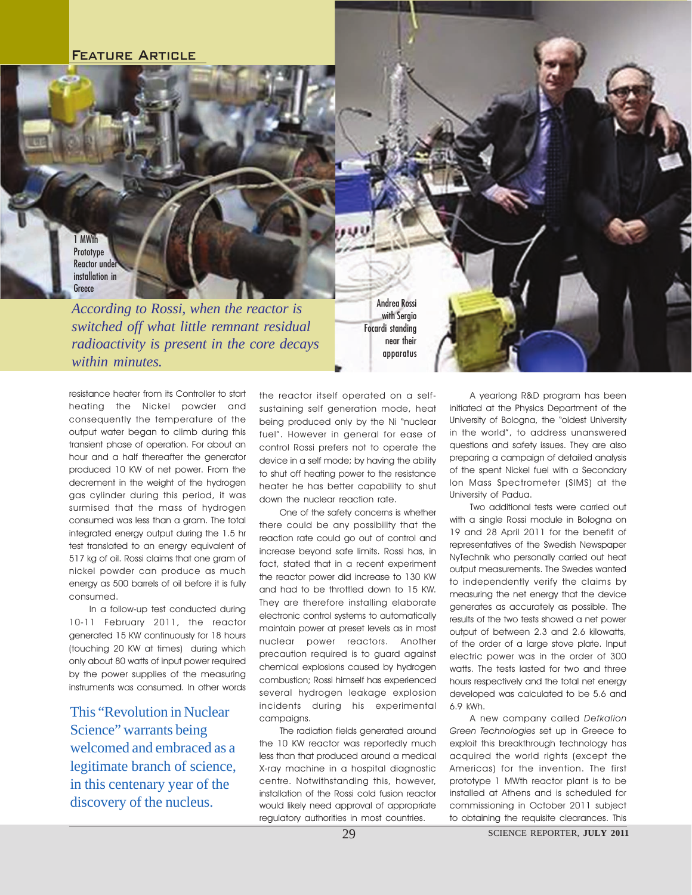1 MWth Prototype Reactor under installation in Greece

Andrea Rossi with Sergio Focardi standing near their apparatus

*According to Rossi, when the reactor is switched off what little remnant residual radioactivity is present in the core decays within minutes.*

resistance heater from its Controller to start heating the Nickel powder and consequently the temperature of the output water began to climb during this transient phase of operation. For about an hour and a half thereafter the generator produced 10 KW of net power. From the decrement in the weight of the hydrogen gas cylinder during this period, it was surmised that the mass of hydrogen consumed was less than a gram. The total integrated energy output during the 1.5 hr test translated to an energy equivalent of 517 kg of oil. Rossi claims that one gram of nickel powder can produce as much energy as 500 barrels of oil before it is fully consumed.

In a follow-up test conducted during 10-11 February 2011, the reactor generated 15 KW continuously for 18 hours (touching 20 KW at times) during which only about 80 watts of input power required by the power supplies of the measuring instruments was consumed. In other words the reactor itself operated on a self-sustaining self generation mode, heat being produced only by the Ni "nuclear fuel". However in general for ease of control Rossi prefers not to operate the device in a self mode; by having the ability to shut off heating power to the resistance heater he has better capability to shut down the nuclear reaction rate.

This "Revolution in Nuclear Science" warrants being welcomed and embraced as a legitimate branch of science, in this centenary year of the discovery of the nucleus.

One of the safety concerns is whether there could be any possibility that the reaction rate could go out of control and increase beyond safe limits. Rossi has, in fact, stated that in a recent experiment the reactor power did increase to 130 KW and had to be throttled down to 15 KW. They are therefore installing elaborate electronic control systems to automatically maintain power at preset levels as in most nuclear power reactors. Another precaution required is to guard against chemical explosions caused by hydrogen combustion; Rossi himself has experienced several hydrogen leakage explosion incidents during his experimental campaigns.

The radiation fields generated around the 10 KW reactor was reportedly much less than that produced around a medical X-ray machine in a hospital diagnostic centre. Notwithstanding this, however, installation of the Rossi cold fusion reactor would likely need approval of appropriate regulatory authorities in most countries.

A yearlong R&D program has been initiated at the Physics Department of the University of Bologna, the "oldest University in the world", to address unanswered questions and safety issues. They are also preparing a campaign of detailed analysis of the spent Nickel fuel with a Secondary Ion Mass Spectrometer (SIMS) at the University of Padua.

Two additional tests were carried out with a single Rossi module in Bologna on 19 and 28 April 2011 for the benefit of representatives of the Swedish Newspaper NyTechnik who personally carried out heat output measurements. The Swedes wanted to independently verify the claims by measuring the net energy that the device generates as accurately as possible. The results of the two tests showed a net power output of between 2.3 and 2.6 kilowatts, of the order of a large stove plate. Input electric power was in the order of 300 watts. The tests lasted for two and three hours respectively and the total net energy developed was calculated to be 5.6 and 6.9 kWh.

A new company called *Defkalion Green Technologies* set up in Greece to exploit this breakthrough technology has acquired the world rights (except the Americas) for the invention. The first prototype 1 MWth reactor plant is to be installed at Athens and is scheduled for commissioning in October 2011 subject to obtaining the requisite clearances. This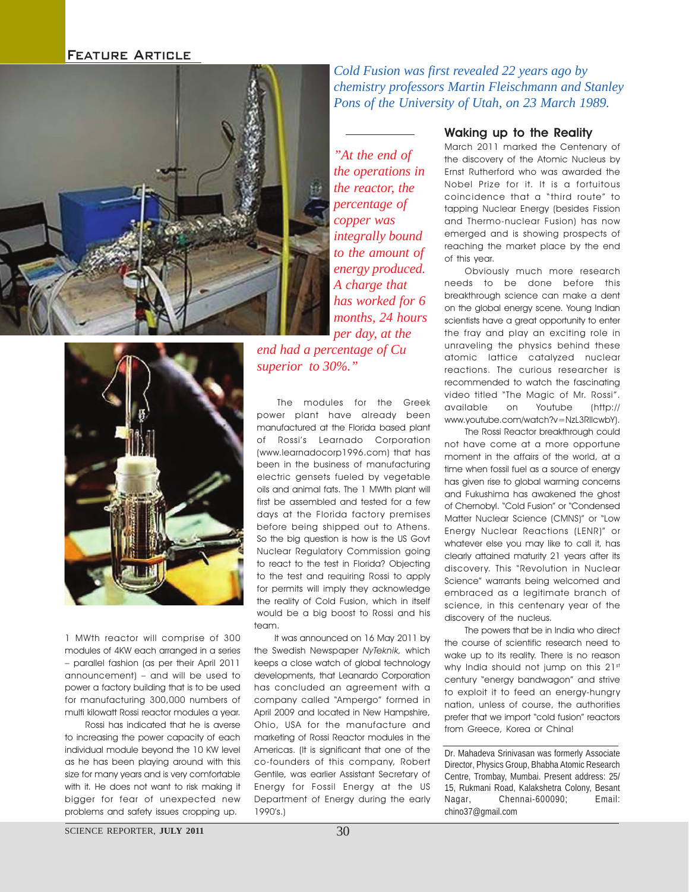*Cold Fusion was first revealed 22 years ago by chemistry professors Martin Fleischmann and Stanley Pons of the University of Utah, on 23 March 1989.*

*"At the end of the operations in the reactor, the percentage of copper was integrally bound to the amount of energy produced. A charge that has worked for 6 months, 24 hours per day, at the end had a percentage of Cu superior to 30%."*

1 MWth reactor will comprise of 300 modules of 4KW each arranged in a series – parallel fashion (as per their April 2011 announcement) – and will be used to power a factory building that is to be used for manufacturing 300,000 numbers of multi kilowatt Rossi reactor modules a year.

Rossi has indicated that he is averse to increasing the power capacity of each individual module beyond the 10 KW level as he has been playing around with this size for many years and is very comfortable with it. He does not want to risk making it bigger for fear of unexpected new problems and safety issues cropping up.

The modules for the Greek power plant have already been manufactured at the Florida based plant of Rossi's Learnado Corporation (www.learnadocorp1996.com) that has been in the business of manufacturing electric gensets fueled by vegetable oils and animal fats. The 1 MWth plant will first be assembled and tested for a few days at the Florida factory premises before being shipped out to Athens. So the big question is how is the US Govt Nuclear Regulatory Commission going to react to the test in Florida? Objecting to the test and requiring Rossi to apply for permits will imply they acknowledge the reality of Cold Fusion, which in itself would be a big boost to Rossi and his team.

It was announced on 16 May 2011 by the Swedish Newspaper *NyTeknik,* which keeps a close watch of global technology developments, that Leanardo Corporation has concluded an agreement with a company called "Ampergo" formed in April 2009 and located in New Hampshire, Ohio, USA for the manufacture and marketing of Rossi Reactor modules in the Americas. (It is significant that one of the co-founders of this company, Robert Gentile, was earlier Assistant Secretary of Energy for Fossil Energy at the US Department of Energy during the early 1990's.)

## Waking up to the Reality

March 2011 marked the Centenary of the discovery of the Atomic Nucleus by Ernst Rutherford who was awarded the Nobel Prize for it. It is a fortuitous coincidence that a "third route" to tapping Nuclear Energy (besides Fission and Thermo-nuclear Fusion) has now emerged and is showing prospects of reaching the market place by the end of this year.

Obviously much more research needs to be done before this breakthrough science can make a dent on the global energy scene. Young Indian scientists have a great opportunity to enter the fray and play an exciting role in unraveling the physics behind these atomic lattice catalyzed nuclear reactions. The curious researcher is recommended to watch the fascinating video titled "The Magic of Mr. Rossi". available on Youtube (http://www.youtube.com/watch?v=NzL3RllcwbY).

The Rossi Reactor breakthrough could not have come at a more opportune moment in the affairs of the world, at a time when fossil fuel as a source of energy has given rise to global warming concerns and Fukushima has awakened the ghost of Chernobyl. "Cold Fusion" or "Condensed Matter Nuclear Science (CMNS)" or "Low Energy Nuclear Reactions (LENR)" or whatever else you may like to call it, has clearly attained maturity 21 years after its discovery. This "Revolution in Nuclear Science" warrants being welcomed and embraced as a legitimate branch of science, in this centenary year of the discovery of the nucleus.

The powers that be in India who direct the course of scientific research need to wake up to its reality. There is no reason why India should not jump on this 21st century "energy bandwagon" and strive to exploit it to feed an energy-hungry nation, unless of course, the authorities prefer that we import "cold fusion" reactors from Greece, Korea or China!

---

Dr. Mahadeva Srinivasan was formerly Associate Director, Physics Group, Bhabha Atomic Research Centre, Trombay, Mumbai. Present address: 25/15, Rukmani Road, Kalakshetra Colony, Besant Nagar, Chennai-600090; Email: chino37@gmail.com